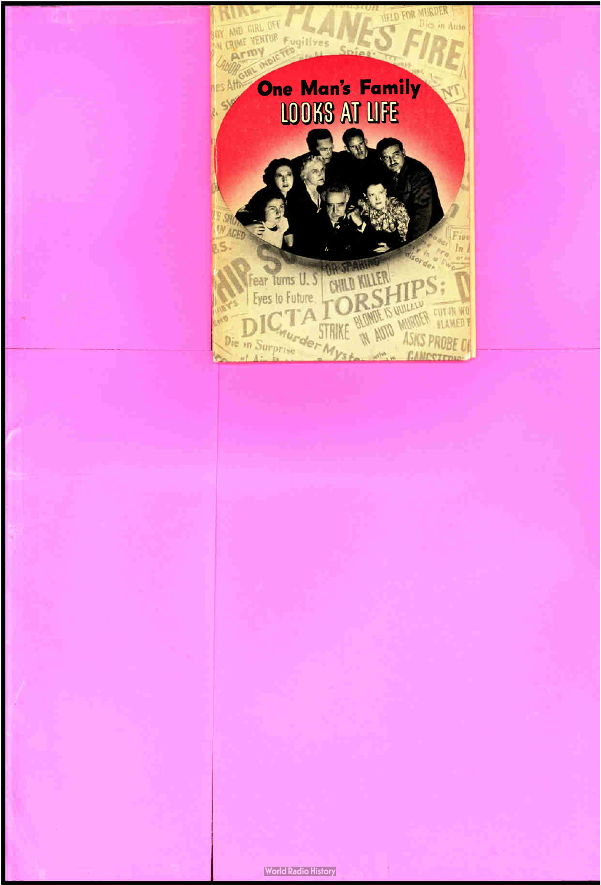# One Man's Family

## LOOKS AT LIFE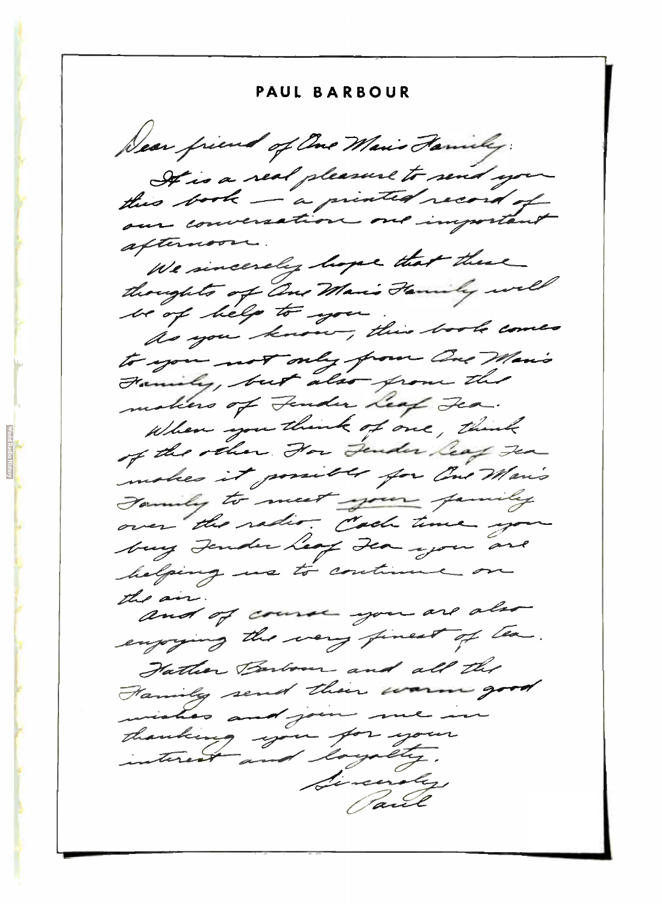# PAUL BARBOUR

Dear friend of One Man's Family:

It is a real pleasure to send you this book — a printed record of our conversation one important afternoon.

We sincerely hope that these thoughts of One Man's Family will be of help to you.

As you know, this book comes to you not only from One Man's Family, but also from the makers of Tender Leaf Tea.

When you think of one, think of the other. For Tender Leaf Tea makes it possible for One Man's Family to meet *your* family over the radio. Each time you buy Tender Leaf Tea you are helping us to continue on the air.

And of course you are also enjoying the very finest of tea.

Father Barbour and all the Family send their warm good wishes and join me in thanking you for your interest and loyalty.

Sincerely,
Paul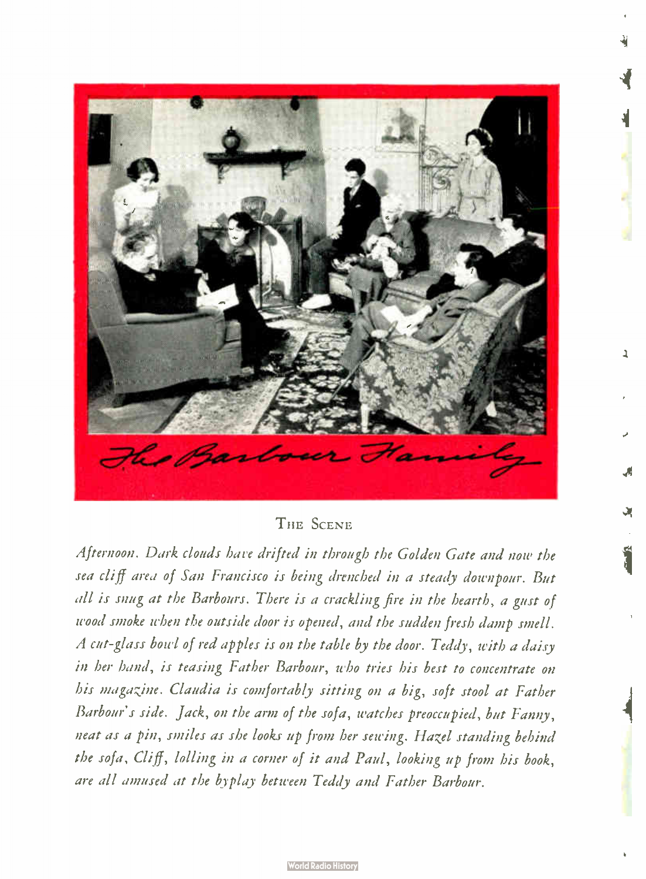The Barbour Family

## The Scene

*Afternoon. Dark clouds have drifted in through the Golden Gate and now the sea cliff area of San Francisco is being drenched in a steady downpour. But all is snug at the Barbours. There is a crackling fire in the hearth, a gust of wood smoke when the outside door is opened, and the sudden fresh damp smell. A cut-glass bowl of red apples is on the table by the door. Teddy, with a daisy in her hand, is teasing Father Barbour, who tries his best to concentrate on his magazine. Claudia is comfortably sitting on a big, soft stool at Father Barbour's side. Jack, on the arm of the sofa, watches preoccupied, but Fanny, neat as a pin, smiles as she looks up from her sewing. Hazel standing behind the sofa, Cliff, lolling in a corner of it and Paul, looking up from his book, are all amused at the byplay between Teddy and Father Barbour.*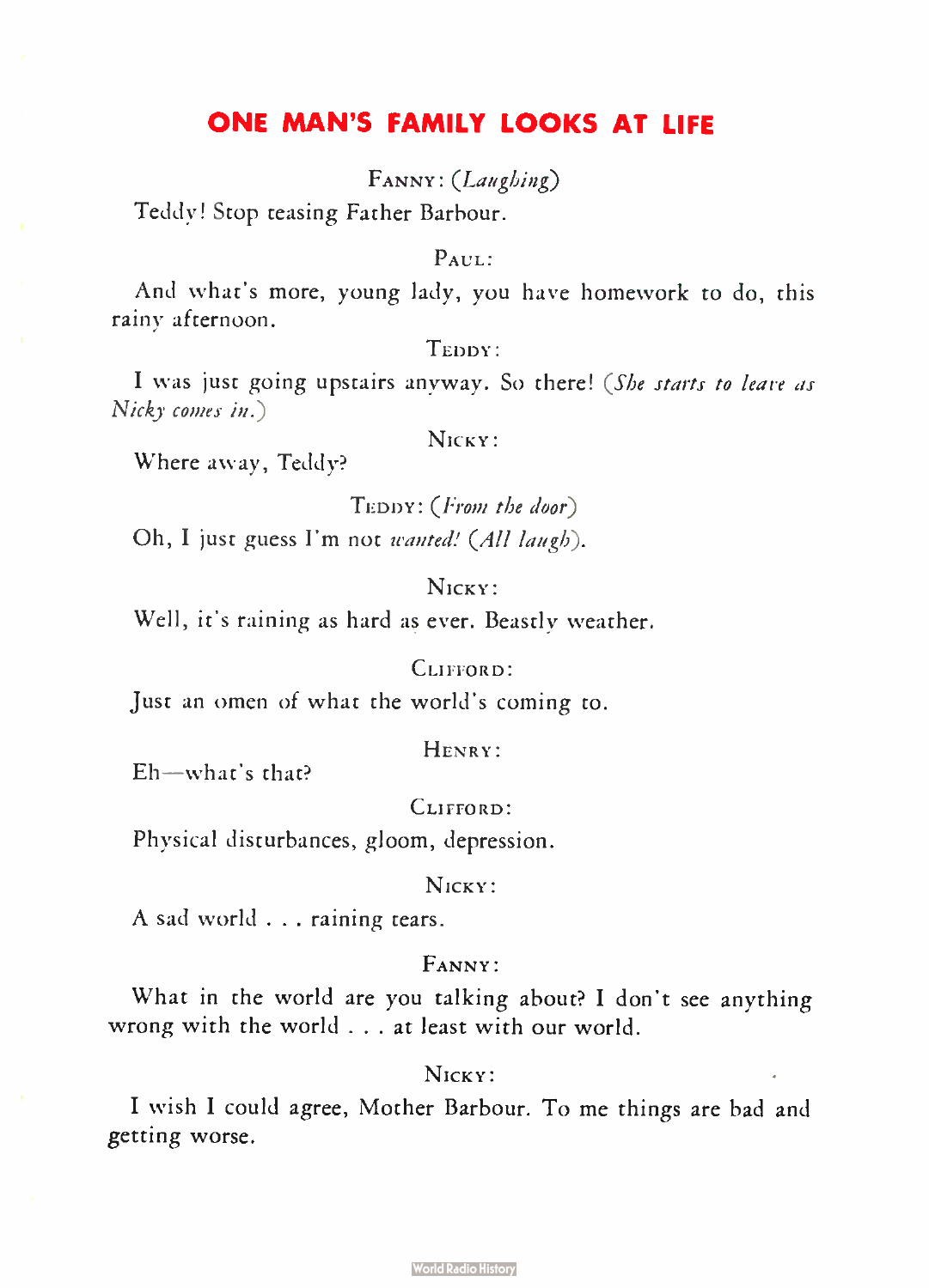## ONE MAN'S FAMILY LOOKS AT LIFE

FANNY: *(Laughing)*

Teddy! Stop teasing Father Barbour.

PAUL:

And what's more, young lady, you have homework to do, this rainy afternoon.

TEDDY:

I was just going upstairs anyway. So there! *(She starts to leave as Nicky comes in.)*

NICKY:

Where away, Teddy?

TEDDY: *(From the door)*

Oh, I just guess I'm not *wanted!* *(All laugh).*

NICKY:

Well, it's raining as hard as ever. Beastly weather.

CLIFFORD:

Just an omen of what the world's coming to.

HENRY:

Eh—what's that?

CLIFFORD:

Physical disturbances, gloom, depression.

NICKY:

A sad world . . . raining tears.

FANNY:

What in the world are you talking about? I don't see anything wrong with the world . . . at least with our world.

NICKY:

I wish I could agree, Mother Barbour. To me things are bad and getting worse.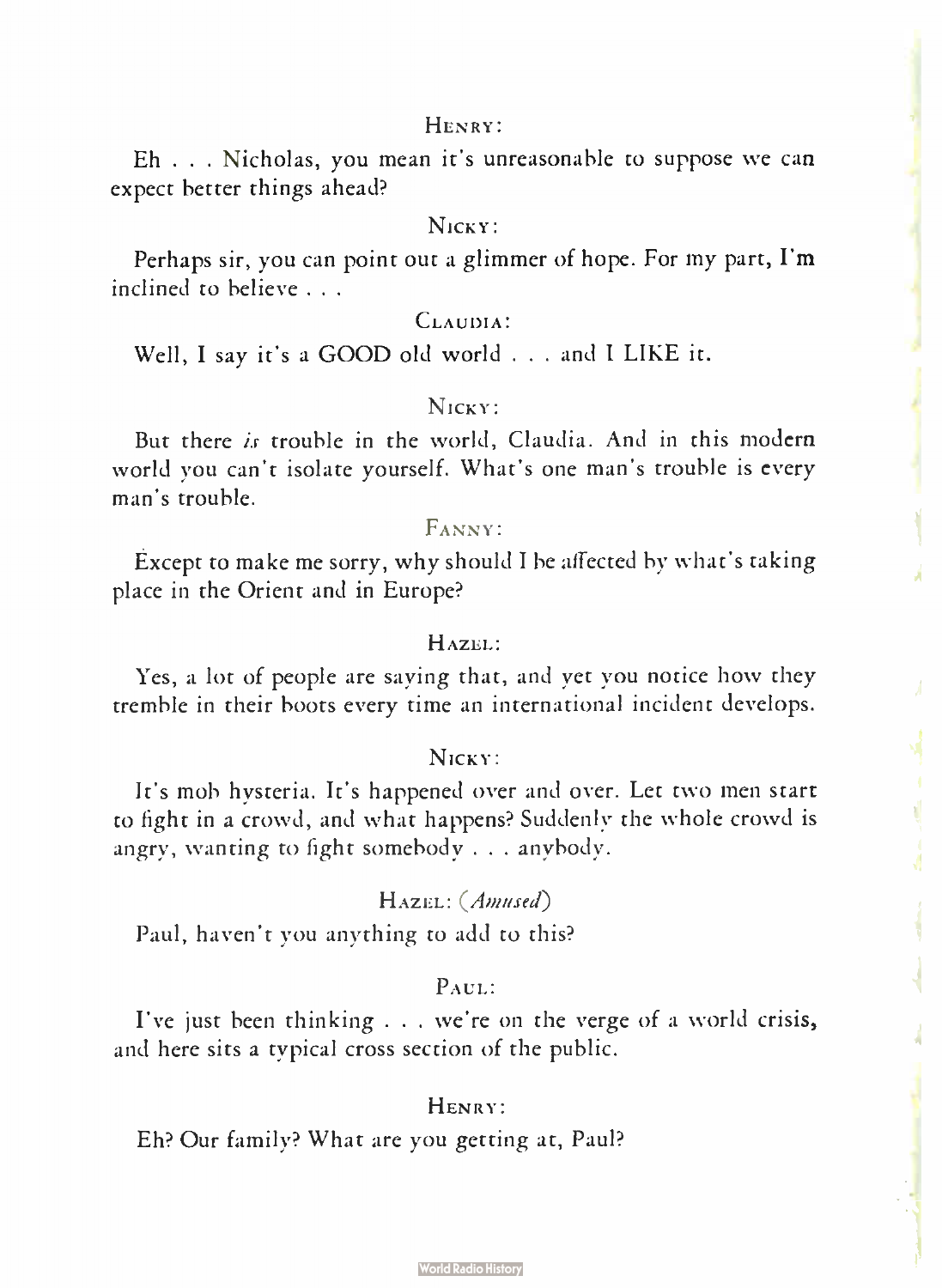HENRY:

Eh . . . Nicholas, you mean it's unreasonable to suppose we can expect better things ahead?

NICKY:

Perhaps sir, you can point out a glimmer of hope. For my part, I'm inclined to believe . . .

CLAUDIA:

Well, I say it's a GOOD old world . . . and I LIKE it.

NICKY:

But there *is* trouble in the world, Claudia. And in this modern world you can't isolate yourself. What's one man's trouble is every man's trouble.

FANNY:

Except to make me sorry, why should I be affected by what's taking place in the Orient and in Europe?

HAZEL:

Yes, a lot of people are saying that, and yet you notice how they tremble in their boots every time an international incident develops.

NICKY:

It's mob hysteria. It's happened over and over. Let two men start to fight in a crowd, and what happens? Suddenly the whole crowd is angry, wanting to fight somebody . . . anybody.

HAZEL: (*Amused*)

Paul, haven't you anything to add to this?

PAUL:

I've just been thinking . . . we're on the verge of a world crisis, and here sits a typical cross section of the public.

HENRY:

Eh? Our family? What are you getting at, Paul?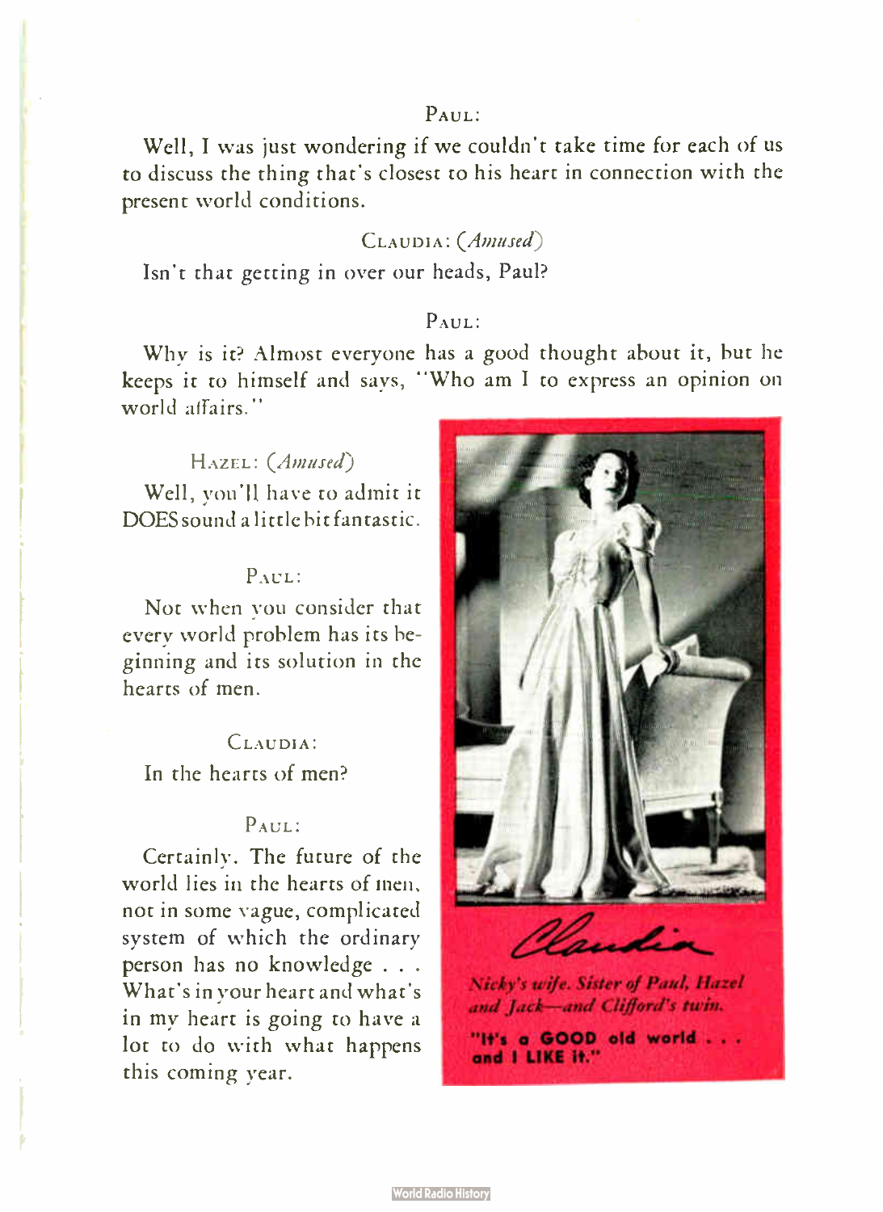PAUL:

Well, I was just wondering if we couldn't take time for each of us to discuss the thing that's closest to his heart in connection with the present world conditions.

CLAUDIA: *(Amused)*

Isn't that getting in over our heads, Paul?

PAUL:

Why is it? Almost everyone has a good thought about it, but he keeps it to himself and says, "Who am I to express an opinion on world affairs."

HAZEL: *(Amused)*

Well, you'll have to admit it DOES sound a little bit fantastic.

PAUL:

Not when you consider that every world problem has its beginning and its solution in the hearts of men.

CLAUDIA:

In the hearts of men?

PAUL:

Certainly. The future of the world lies in the hearts of men, not in some vague, complicated system of which the ordinary person has no knowledge . . . What's in your heart and what's in my heart is going to have a lot to do with what happens this coming year.

*Claudia*

*Nicky's wife. Sister of Paul, Hazel and Jack—and Clifford's twin.*

**"It's a GOOD old world . . . and I LIKE it."**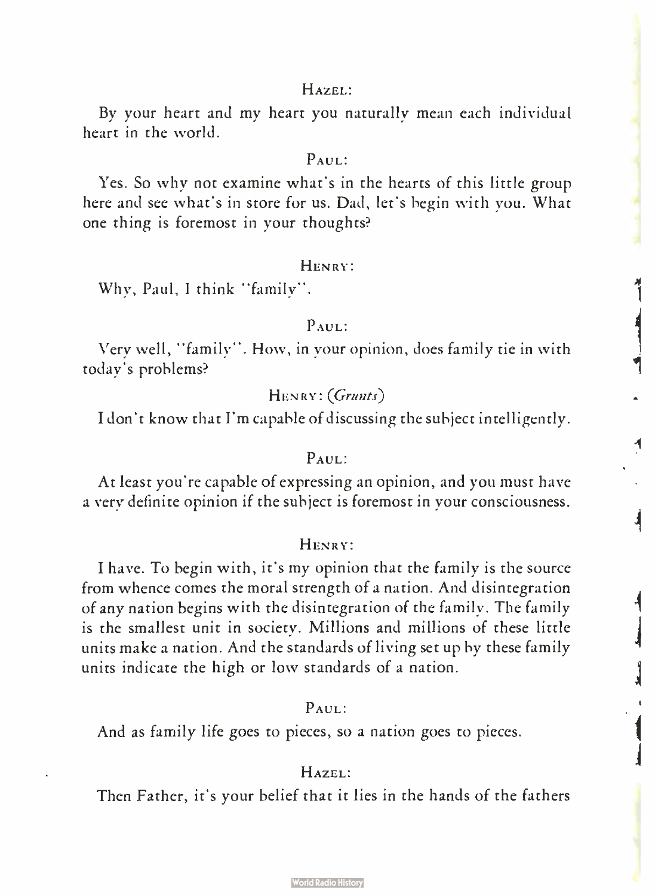HAZEL:

By your heart and my heart you naturally mean each individual heart in the world.

PAUL:

Yes. So why not examine what's in the hearts of this little group here and see what's in store for us. Dad, let's begin with you. What one thing is foremost in your thoughts?

HENRY:

Why, Paul, I think "family".

PAUL:

Very well, "family". How, in your opinion, does family tie in with today's problems?

HENRY: *(Grunts)*

I don't know that I'm capable of discussing the subject intelligently.

PAUL:

At least you're capable of expressing an opinion, and you must have a very definite opinion if the subject is foremost in your consciousness.

HENRY:

I have. To begin with, it's my opinion that the family is the source from whence comes the moral strength of a nation. And disintegration of any nation begins with the disintegration of the family. The family is the smallest unit in society. Millions and millions of these little units make a nation. And the standards of living set up by these family units indicate the high or low standards of a nation.

PAUL:

And as family life goes to pieces, so a nation goes to pieces.

HAZEL:

Then Father, it's your belief that it lies in the hands of the fathers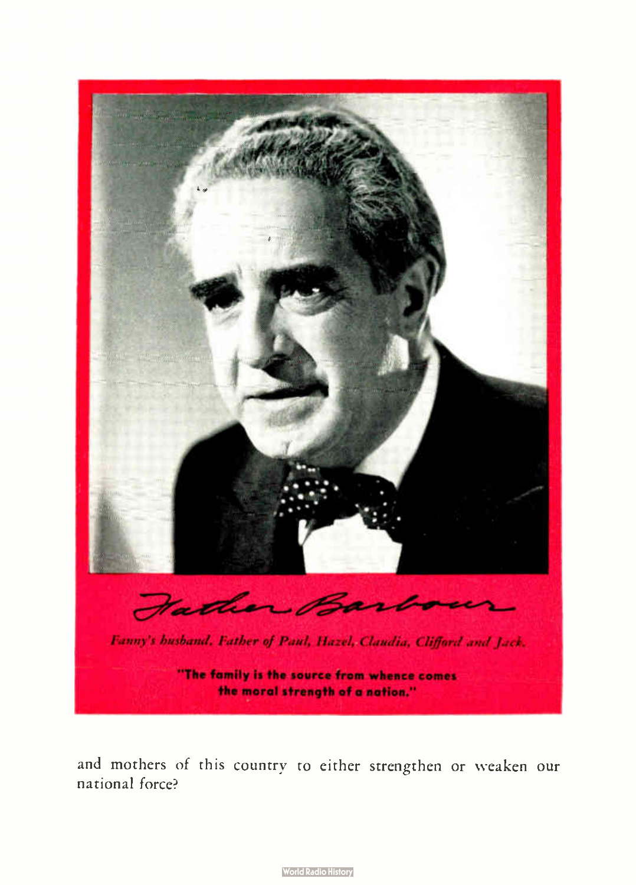*Father Barbour*

*Fanny's husband. Father of Paul, Hazel, Claudia, Clifford and Jack.*

**"The family is the source from whence comes the moral strength of a nation."**

and mothers of this country to either strengthen or weaken our national force?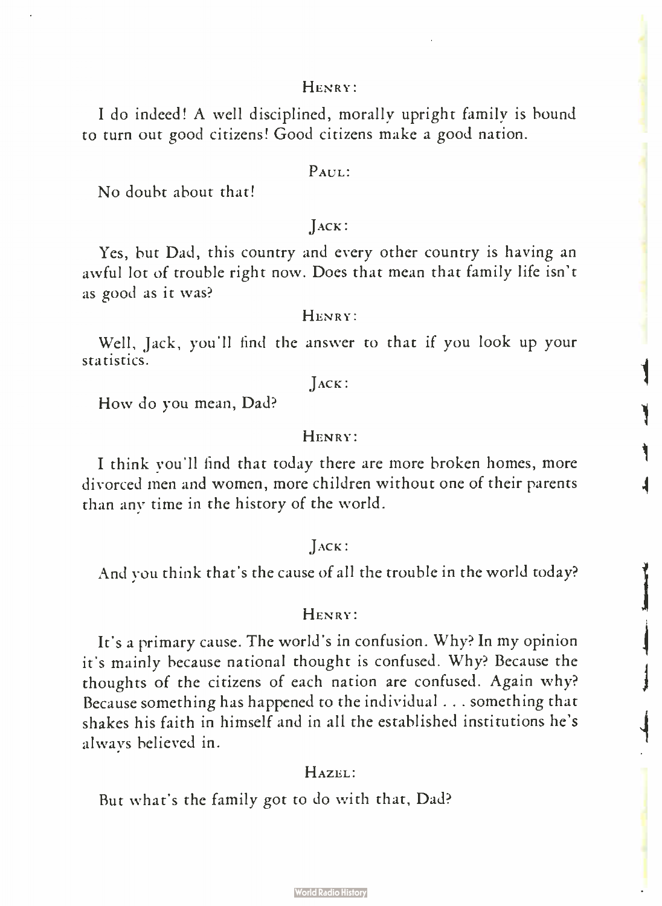HENRY:

I do indeed! A well disciplined, morally upright family is bound to turn out good citizens! Good citizens make a good nation.

PAUL:

No doubt about that!

JACK:

Yes, but Dad, this country and every other country is having an awful lot of trouble right now. Does that mean that family life isn't as good as it was?

HENRY:

Well, Jack, you'll find the answer to that if you look up your statistics.

JACK:

How do you mean, Dad?

HENRY:

I think you'll find that today there are more broken homes, more divorced men and women, more children without one of their parents than any time in the history of the world.

JACK:

And you think that's the cause of all the trouble in the world today?

HENRY:

It's a primary cause. The world's in confusion. Why? In my opinion it's mainly because national thought is confused. Why? Because the thoughts of the citizens of each nation are confused. Again why? Because something has happened to the individual . . . something that shakes his faith in himself and in all the established institutions he's always believed in.

HAZEL:

But what's the family got to do with that, Dad?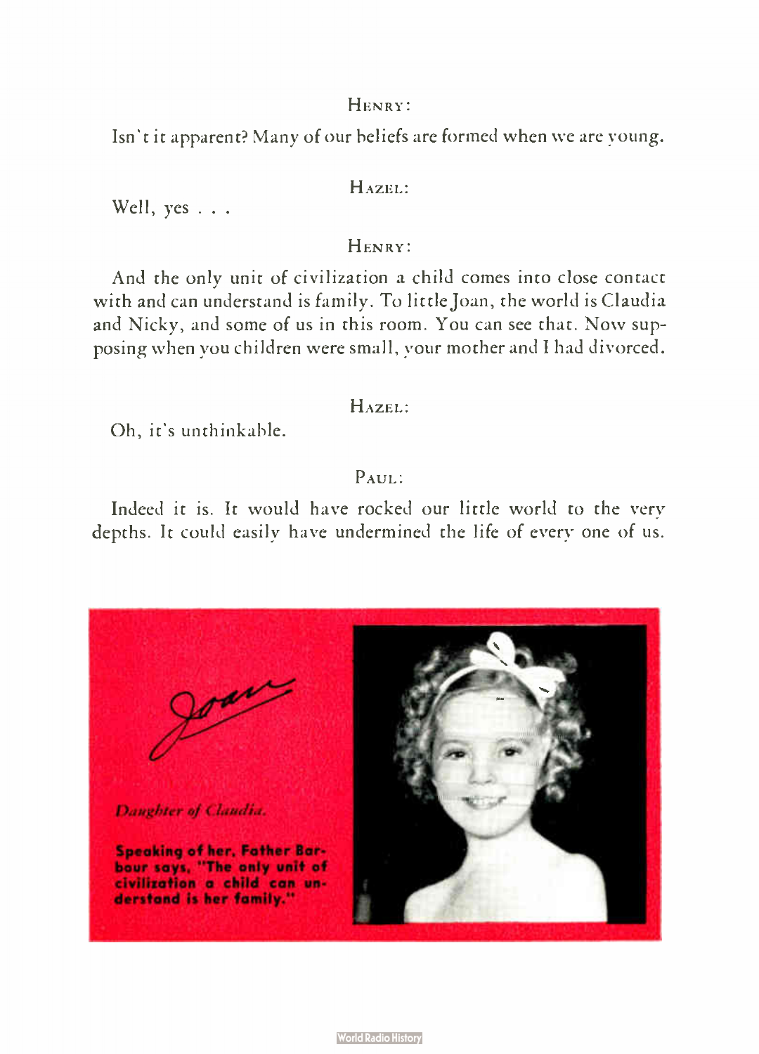HENRY:

Isn't it apparent? Many of our beliefs are formed when we are young.

HAZEL:

Well, yes . . .

HENRY:

And the only unit of civilization a child comes into close contact with and can understand is family. To little Joan, the world is Claudia and Nicky, and some of us in this room. You can see that. Now supposing when you children were small, your mother and I had divorced.

HAZEL:

Oh, it's unthinkable.

PAUL:

Indeed it is. It would have rocked our little world to the very depths. It could easily have undermined the life of every one of us.

*Joan*

*Daughter of Claudia.*

**Speaking of her, Father Barbour says, "The only unit of civilization a child can understand is her family."**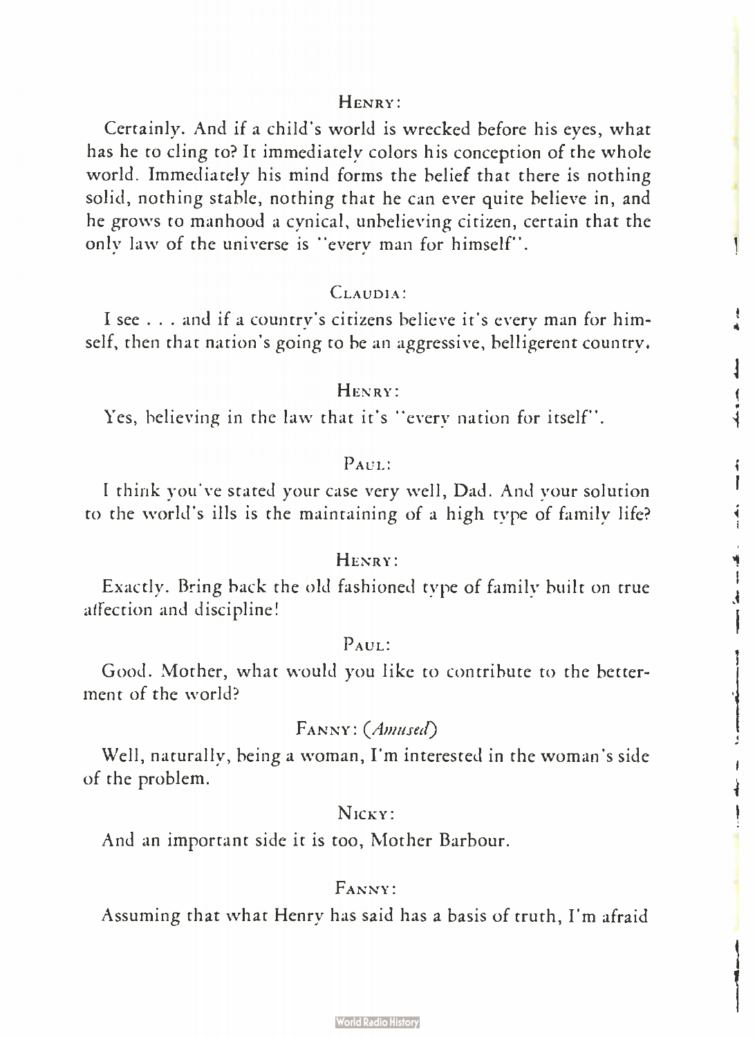HENRY:

Certainly. And if a child's world is wrecked before his eyes, what has he to cling to? It immediately colors his conception of the whole world. Immediately his mind forms the belief that there is nothing solid, nothing stable, nothing that he can ever quite believe in, and he grows to manhood a cynical, unbelieving citizen, certain that the only law of the universe is "every man for himself".

CLAUDIA:

I see . . . and if a country's citizens believe it's every man for himself, then that nation's going to be an aggressive, belligerent country.

HENRY:

Yes, believing in the law that it's "every nation for itself".

PAUL:

I think you've stated your case very well, Dad. And your solution to the world's ills is the maintaining of a high type of family life?

HENRY:

Exactly. Bring back the old fashioned type of family built on true affection and discipline!

PAUL:

Good. Mother, what would you like to contribute to the betterment of the world?

FANNY: *(Amused)*

Well, naturally, being a woman, I'm interested in the woman's side of the problem.

NICKY:

And an important side it is too, Mother Barbour.

FANNY:

Assuming that what Henry has said has a basis of truth, I'm afraid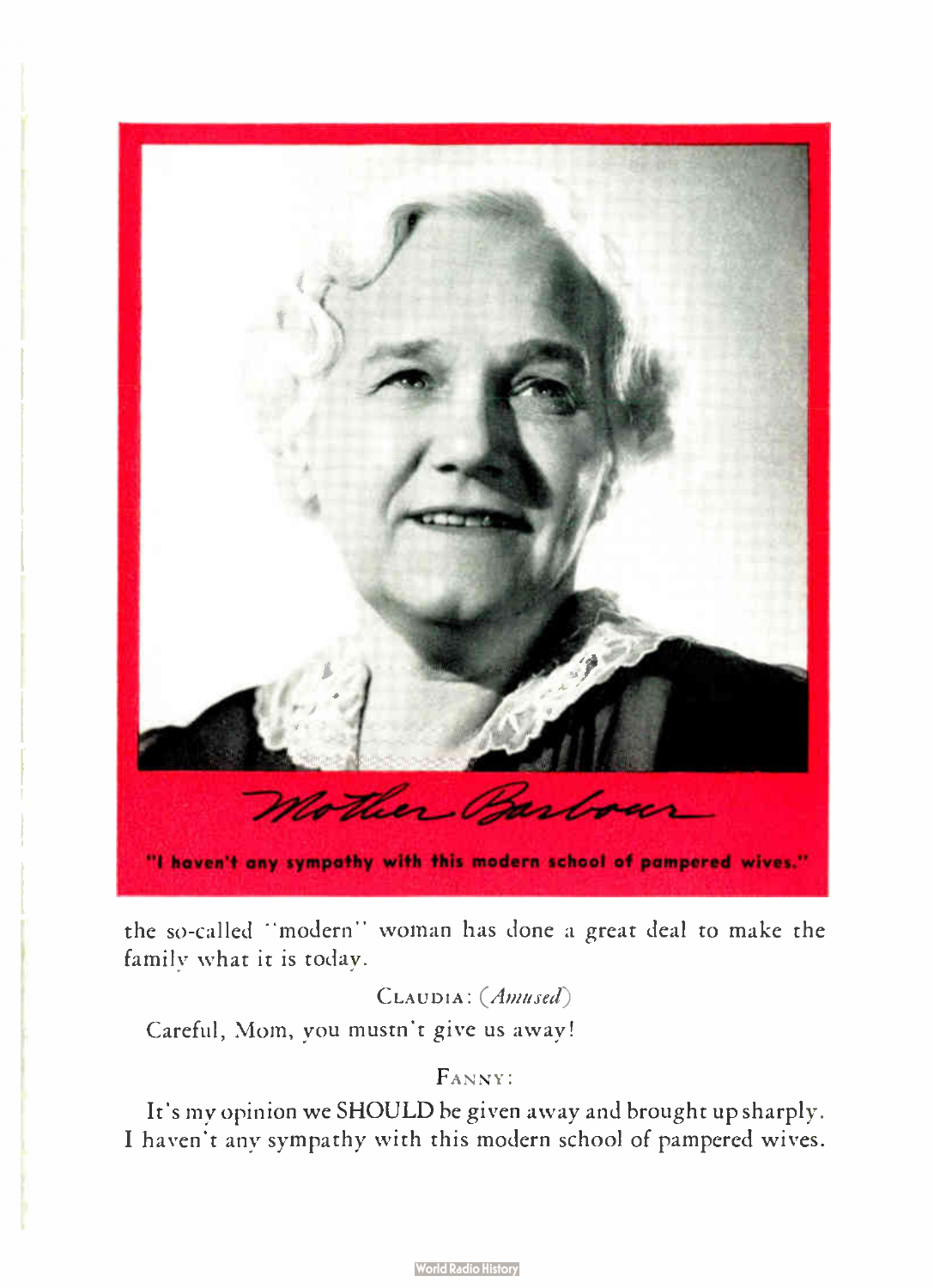Mother Barbour

"I haven't any sympathy with this modern school of pampered wives."

the so-called "modern" woman has done a great deal to make the family what it is today.

CLAUDIA: (*Amused*)

Careful, Mom, you mustn't give us away!

FANNY:

It's my opinion we SHOULD be given away and brought up sharply. I haven't any sympathy with this modern school of pampered wives.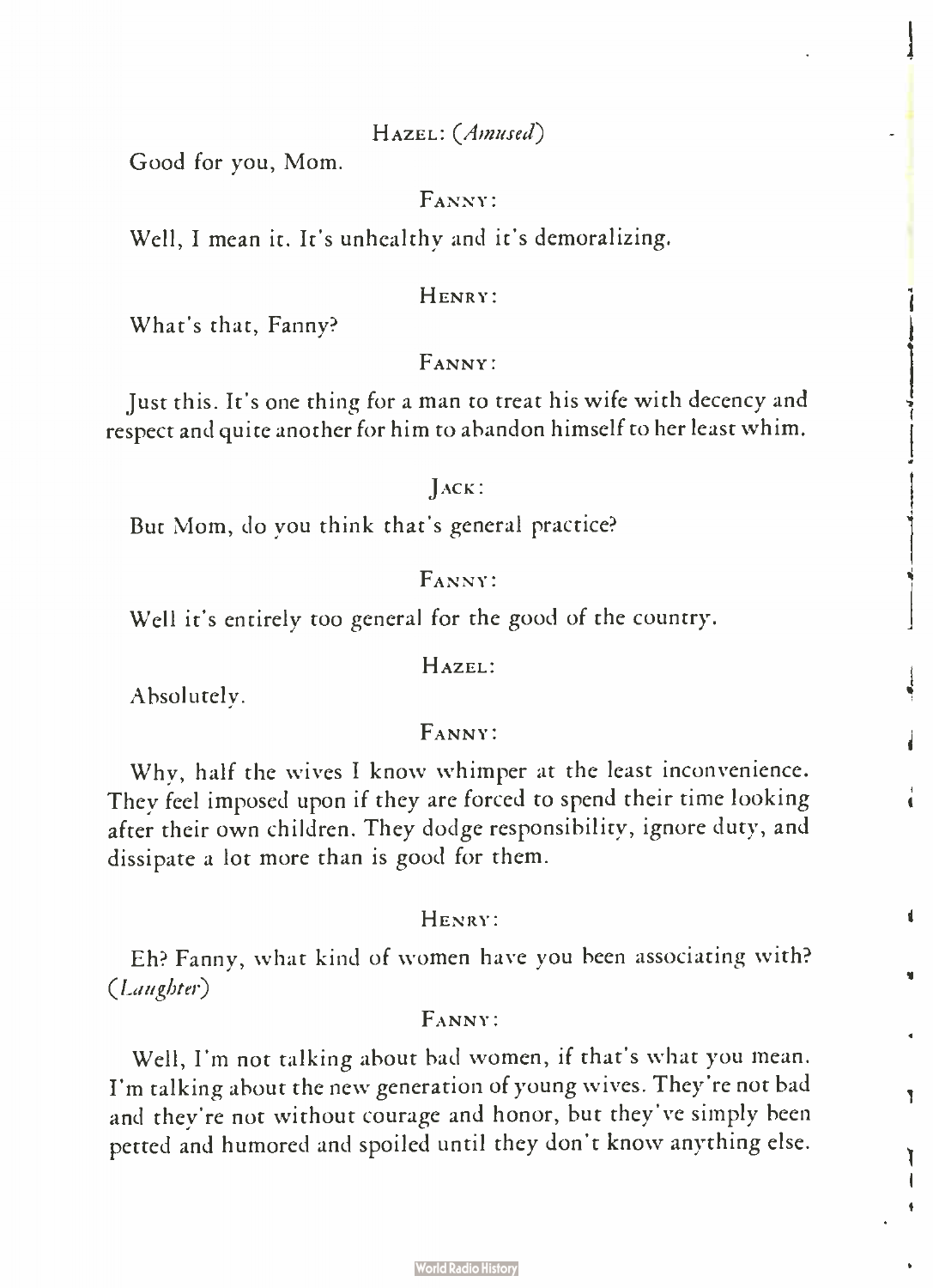HAZEL: *(Amused)*

Good for you, Mom.

FANNY:

Well, I mean it. It's unhealthy and it's demoralizing.

HENRY:

What's that, Fanny?

FANNY:

Just this. It's one thing for a man to treat his wife with decency and respect and quite another for him to abandon himself to her least whim.

JACK:

But Mom, do you think that's general practice?

FANNY:

Well it's entirely too general for the good of the country.

HAZEL:

Absolutely.

FANNY:

Why, half the wives I know whimper at the least inconvenience. They feel imposed upon if they are forced to spend their time looking after their own children. They dodge responsibility, ignore duty, and dissipate a lot more than is good for them.

HENRY:

Eh? Fanny, what kind of women have you been associating with? *(Laughter)*

FANNY:

Well, I'm not talking about bad women, if that's what you mean. I'm talking about the new generation of young wives. They're not bad and they're not without courage and honor, but they've simply been petted and humored and spoiled until they don't know anything else.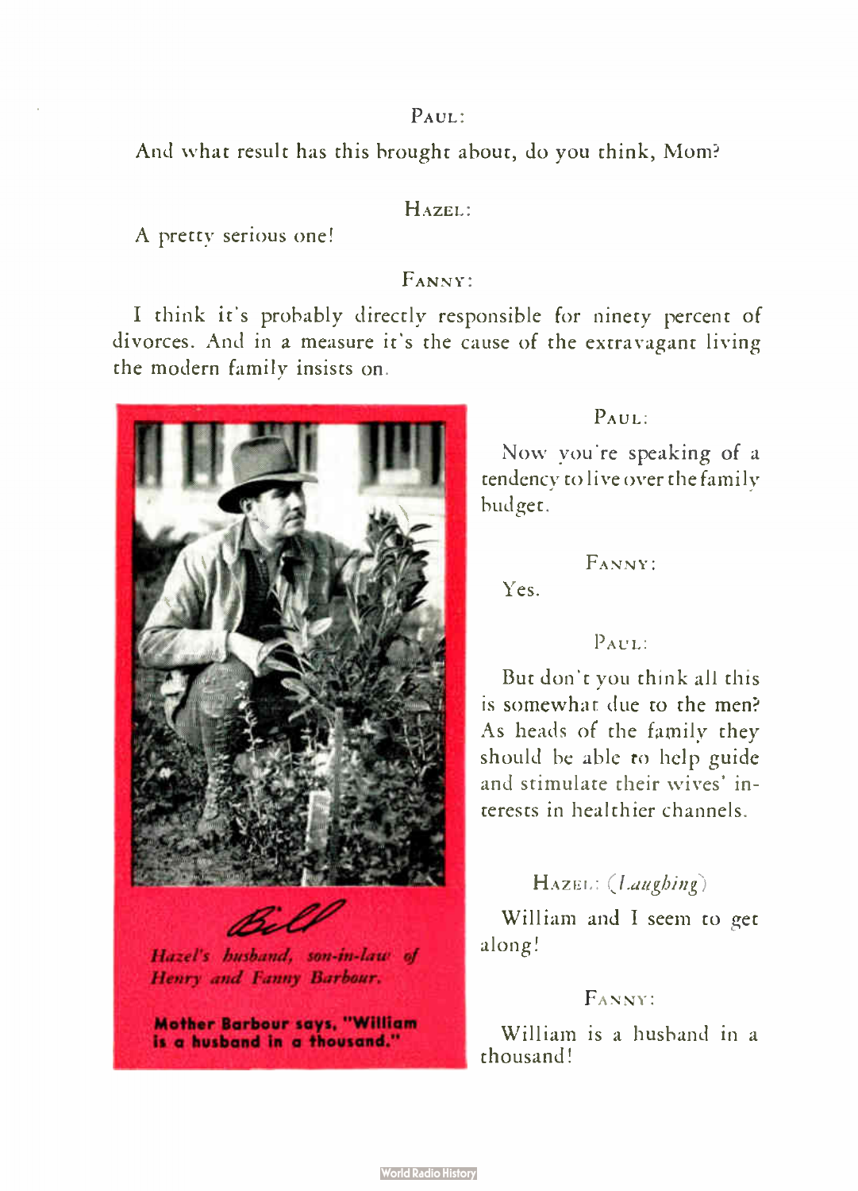PAUL:

And what result has this brought about, do you think, Mom?

HAZEL:

A pretty serious one!

FANNY:

I think it's probably directly responsible for ninety percent of divorces. And in a measure it's the cause of the extravagant living the modern family insists on.

*Bill*

*Hazel's husband, son-in-law of Henry and Fanny Barbour.*

**Mother Barbour says, "William is a husband in a thousand."**

PAUL:

Now you're speaking of a tendency to live over the family budget.

FANNY:

Yes.

PAUL:

But don't you think all this is somewhat due to the men? As heads of the family they should be able to help guide and stimulate their wives' interests in healthier channels.

HAZEL: (*Laughing*)

William and I seem to get along!

FANNY:

William is a husband in a thousand!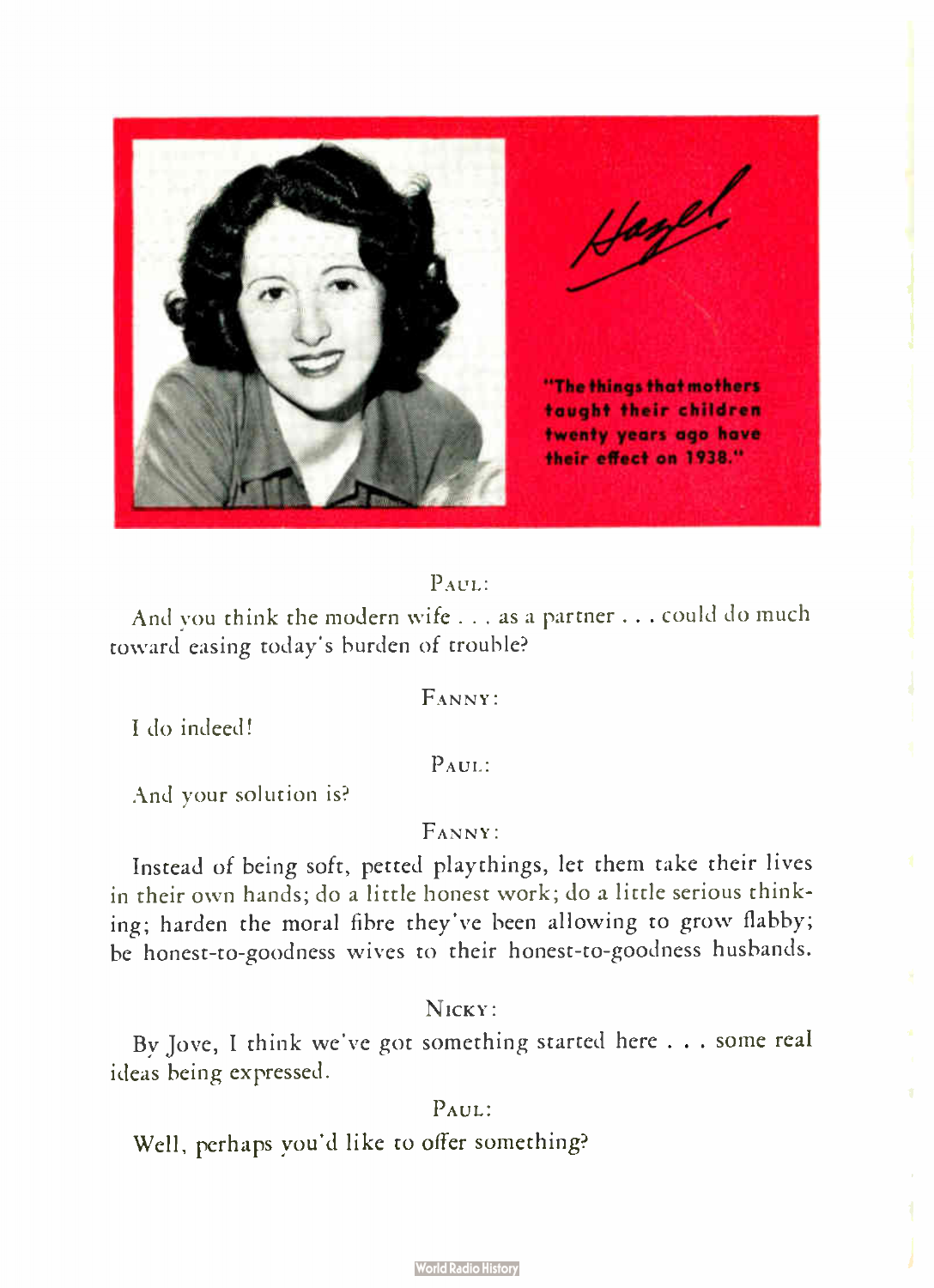Hazel

"The things that mothers taught their children twenty years ago have their effect on 1938."

PAUL:

And you think the modern wife . . . as a partner . . . could do much toward easing today's burden of trouble?

FANNY:

I do indeed!

PAUL:

And your solution is?

FANNY:

Instead of being soft, petted playthings, let them take their lives in their own hands; do a little honest work; do a little serious thinking; harden the moral fibre they've been allowing to grow flabby; be honest-to-goodness wives to their honest-to-goodness husbands.

NICKY:

By Jove, I think we've got something started here . . . some real ideas being expressed.

PAUL:

Well, perhaps you'd like to offer something?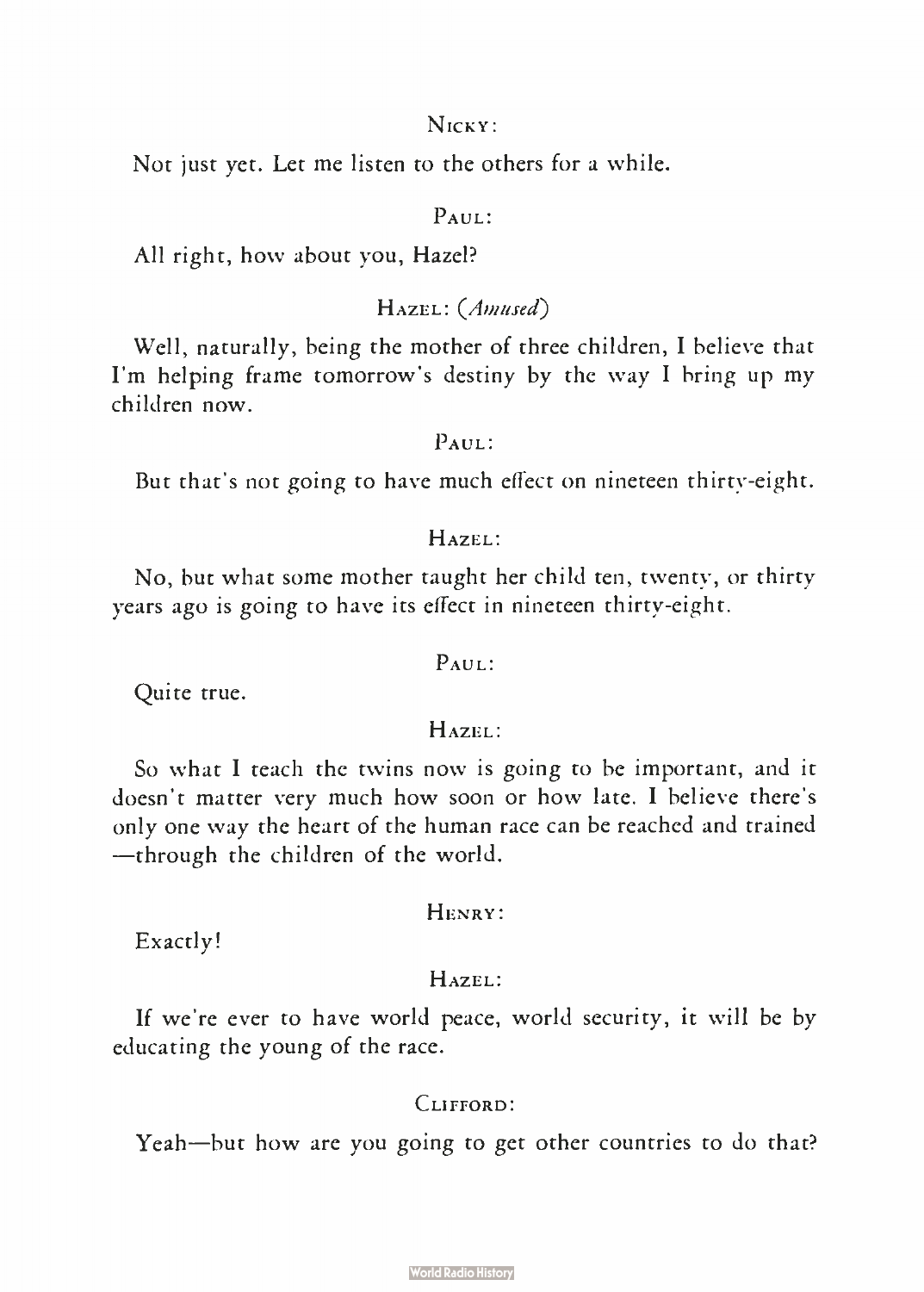NICKY:

Not just yet. Let me listen to the others for a while.

PAUL:

All right, how about you, Hazel?

HAZEL: (*Amused*)

Well, naturally, being the mother of three children, I believe that I'm helping frame tomorrow's destiny by the way I bring up my children now.

PAUL:

But that's not going to have much effect on nineteen thirty-eight.

HAZEL:

No, but what some mother taught her child ten, twenty, or thirty years ago is going to have its effect in nineteen thirty-eight.

PAUL:

Quite true.

HAZEL:

So what I teach the twins now is going to be important, and it doesn't matter very much how soon or how late. I believe there's only one way the heart of the human race can be reached and trained —through the children of the world.

HENRY:

Exactly!

HAZEL:

If we're ever to have world peace, world security, it will be by educating the young of the race.

CLIFFORD:

Yeah—but how are you going to get other countries to do that?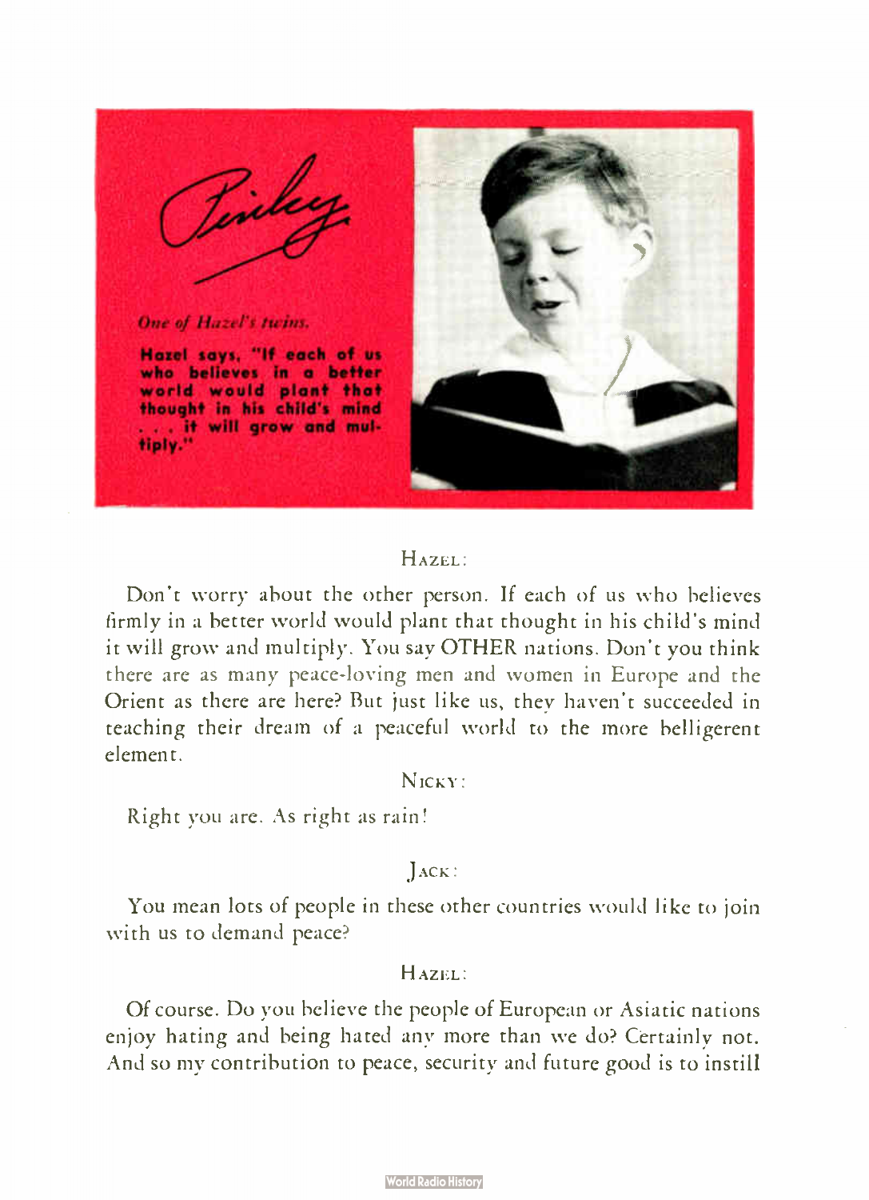*Pinky*

*One of Hazel's twins.*

**Hazel says, "If each of us who believes in a better world would plant that thought in his child's mind . . . it will grow and multiply."**

HAZEL:

Don't worry about the other person. If each of us who believes firmly in a better world would plant that thought in his child's mind it will grow and multiply. You say OTHER nations. Don't you think there are as many peace-loving men and women in Europe and the Orient as there are here? But just like us, they haven't succeeded in teaching their dream of a peaceful world to the more belligerent element.

NICKY:

Right you are. As right as rain!

JACK:

You mean lots of people in these other countries would like to join with us to demand peace?

HAZEL:

Of course. Do you believe the people of European or Asiatic nations enjoy hating and being hated any more than we do? Certainly not. And so my contribution to peace, security and future good is to instill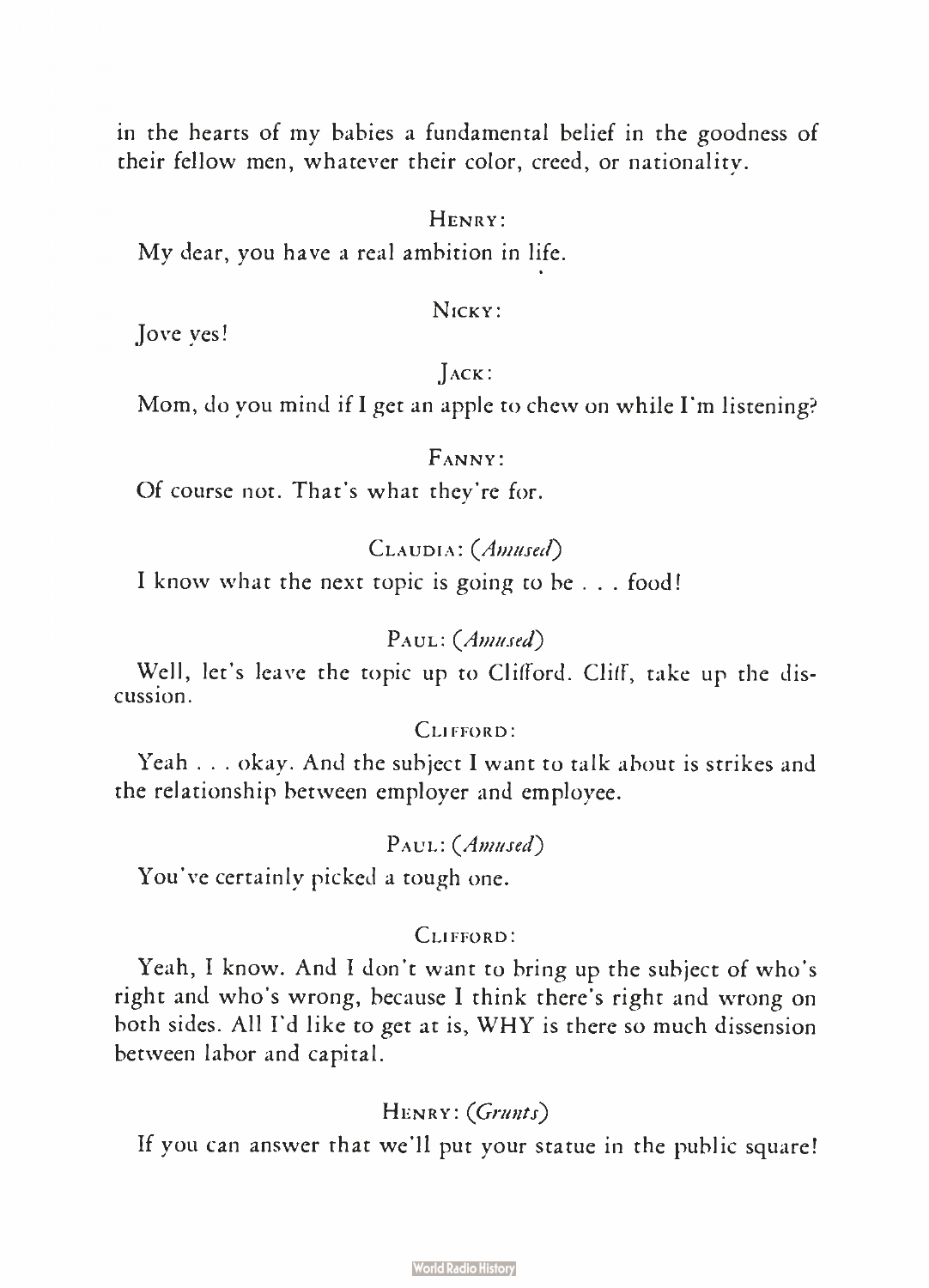in the hearts of my babies a fundamental belief in the goodness of their fellow men, whatever their color, creed, or nationality.

HENRY:

My dear, you have a real ambition in life.

NICKY:

Jove yes!

JACK:

Mom, do you mind if I get an apple to chew on while I'm listening?

FANNY:

Of course not. That's what they're for.

CLAUDIA: (*Amused*)

I know what the next topic is going to be . . . food!

PAUL: (*Amused*)

Well, let's leave the topic up to Clifford. Cliff, take up the discussion.

CLIFFORD:

Yeah . . . okay. And the subject I want to talk about is strikes and the relationship between employer and employee.

PAUL: (*Amused*)

You've certainly picked a tough one.

CLIFFORD:

Yeah, I know. And I don't want to bring up the subject of who's right and who's wrong, because I think there's right and wrong on both sides. All I'd like to get at is, WHY is there so much dissension between labor and capital.

HENRY: (*Grunts*)

If you can answer that we'll put your statue in the public square!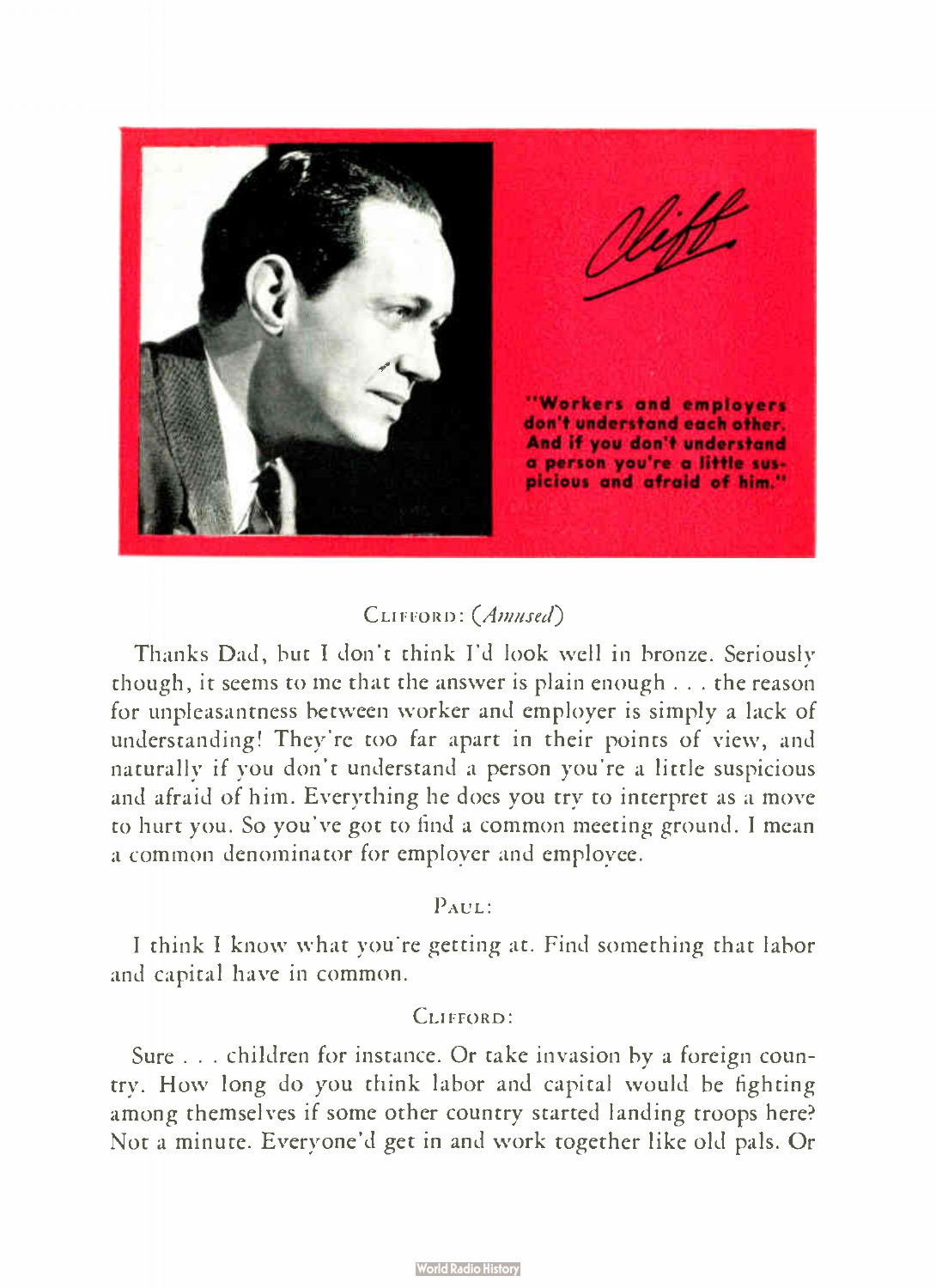*Cliff*

"Workers and employers don't understand each other. And if you don't understand a person you're a little suspicious and afraid of him."

CLIFFORD: *(Amused)*

Thanks Dad, but I don't think I'd look well in bronze. Seriously though, it seems to me that the answer is plain enough . . . the reason for unpleasantness between worker and employer is simply a lack of understanding! They're too far apart in their points of view, and naturally if you don't understand a person you're a little suspicious and afraid of him. Everything he does you try to interpret as a move to hurt you. So you've got to find a common meeting ground. I mean a common denominator for employer and employee.

PAUL:

I think I know what you're getting at. Find something that labor and capital have in common.

CLIFFORD:

Sure . . . children for instance. Or take invasion by a foreign country. How long do you think labor and capital would be fighting among themselves if some other country started landing troops here? Not a minute. Everyone'd get in and work together like old pals. Or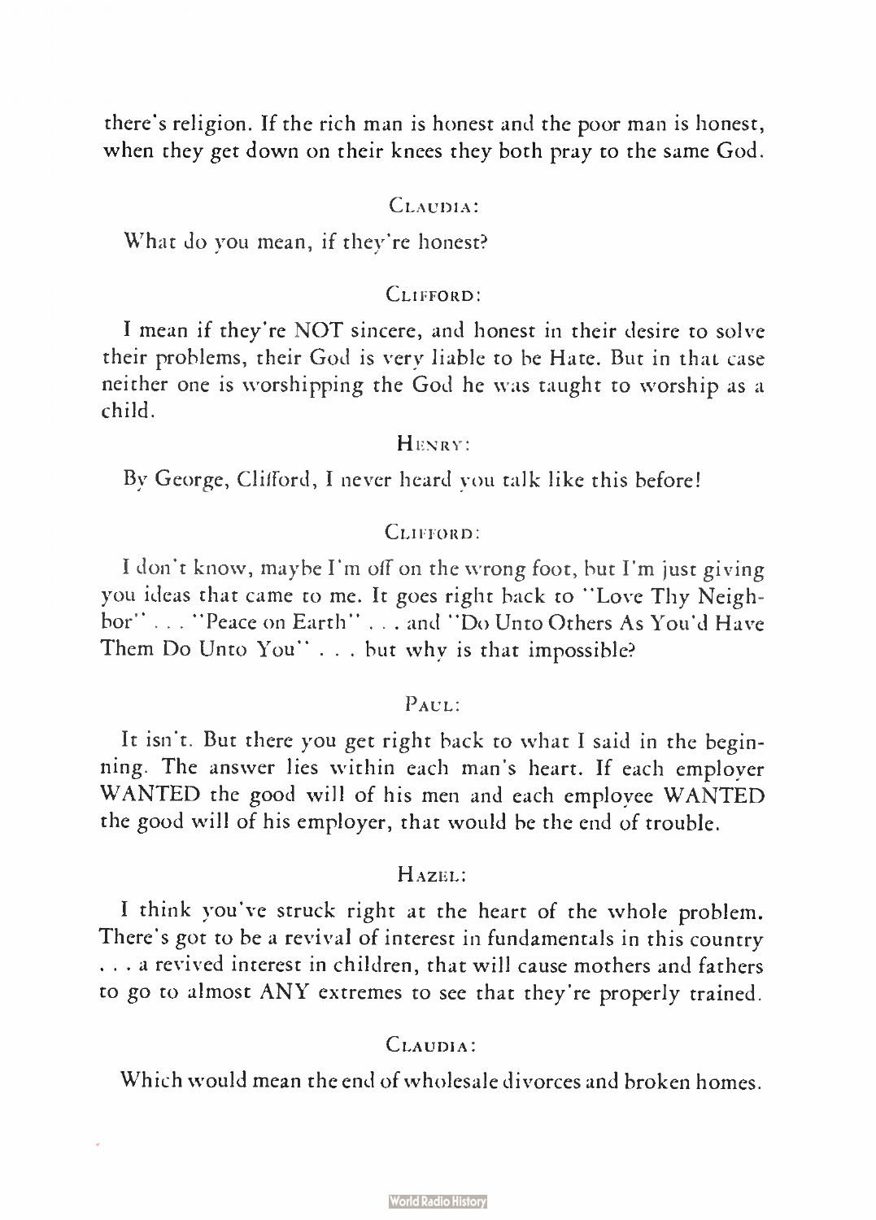there's religion. If the rich man is honest and the poor man is honest, when they get down on their knees they both pray to the same God.

CLAUDIA:

What do you mean, if they're honest?

CLIFFORD:

I mean if they're NOT sincere, and honest in their desire to solve their problems, their God is very liable to be Hate. But in that case neither one is worshipping the God he was taught to worship as a child.

HENRY:

By George, Clifford, I never heard you talk like this before!

CLIFFORD:

I don't know, maybe I'm off on the wrong foot, but I'm just giving you ideas that came to me. It goes right back to "Love Thy Neighbor" . . . "Peace on Earth" . . . and "Do Unto Others As You'd Have Them Do Unto You" . . . but why is that impossible?

PAUL:

It isn't. But there you get right back to what I said in the beginning. The answer lies within each man's heart. If each employer WANTED the good will of his men and each employee WANTED the good will of his employer, that would be the end of trouble.

HAZEL:

I think you've struck right at the heart of the whole problem. There's got to be a revival of interest in fundamentals in this country . . . a revived interest in children, that will cause mothers and fathers to go to almost ANY extremes to see that they're properly trained.

CLAUDIA:

Which would mean the end of wholesale divorces and broken homes.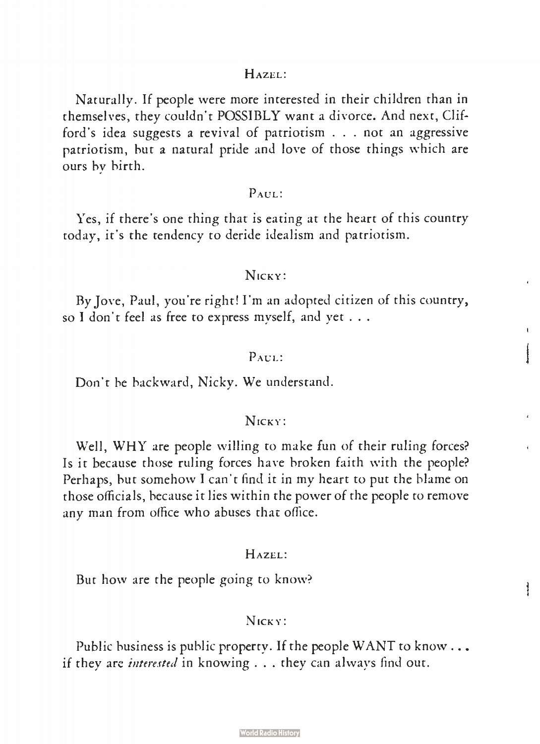HAZEL:

Naturally. If people were more interested in their children than in themselves, they couldn't POSSIBLY want a divorce. And next, Clifford's idea suggests a revival of patriotism . . . not an aggressive patriotism, but a natural pride and love of those things which are ours by birth.

PAUL:

Yes, if there's one thing that is eating at the heart of this country today, it's the tendency to deride idealism and patriotism.

NICKY:

By Jove, Paul, you're right! I'm an adopted citizen of this country, so I don't feel as free to express myself, and yet . . .

PAUL:

Don't be backward, Nicky. We understand.

NICKY:

Well, WHY are people willing to make fun of their ruling forces? Is it because those ruling forces have broken faith with the people? Perhaps, but somehow I can't find it in my heart to put the blame on those officials, because it lies within the power of the people to remove any man from office who abuses that office.

HAZEL:

But how are the people going to know?

NICKY:

Public business is public property. If the people WANT to know . . . if they are *interested* in knowing . . . they can always find out.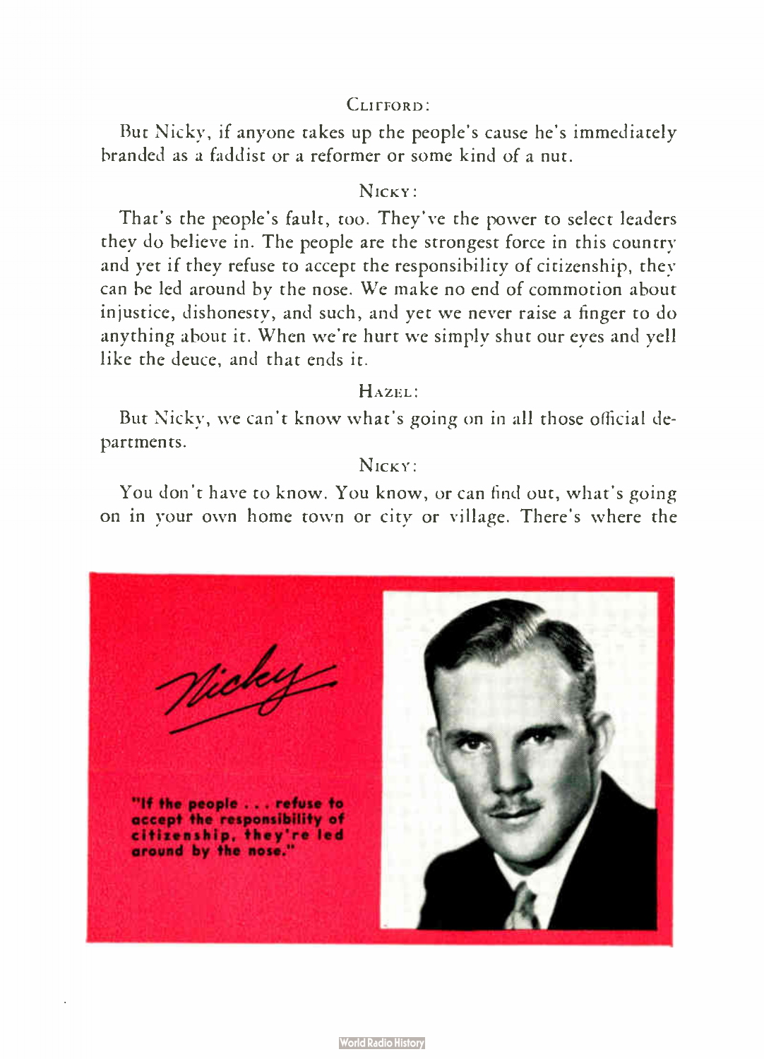CLIFFORD:

But Nicky, if anyone takes up the people's cause he's immediately branded as a faddist or a reformer or some kind of a nut.

NICKY:

That's the people's fault, too. They've the power to select leaders they do believe in. The people are the strongest force in this country and yet if they refuse to accept the responsibility of citizenship, they can be led around by the nose. We make no end of commotion about injustice, dishonesty, and such, and yet we never raise a finger to do anything about it. When we're hurt we simply shut our eyes and yell like the deuce, and that ends it.

HAZEL:

But Nicky, we can't know what's going on in all those official departments.

NICKY:

You don't have to know. You know, or can find out, what's going on in your own home town or city or village. There's where the

Nicky

**"If the people . . . refuse to accept the responsibility of citizenship, they're led around by the nose."**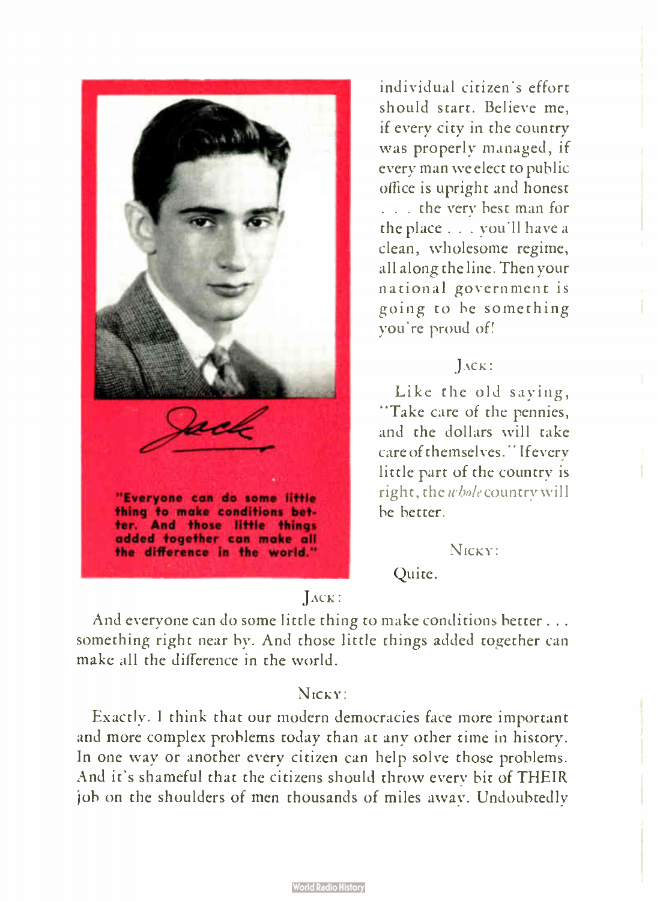Jack

"Everyone can do some little thing to make conditions better. And those little things added together can make all the difference in the world."

individual citizen's effort should start. Believe me, if every city in the country was properly managed, if every man we elect to public office is upright and honest . . . the very best man for the place . . . you'll have a clean, wholesome regime, all along the line. Then your national government is going to be something you're proud of!

JACK:

Like the old saying, "Take care of the pennies, and the dollars will take care of themselves." If every little part of the country is right, the *whole* country will be better.

NICKY:

Quite.

JACK:

And everyone can do some little thing to make conditions better . . . something right near by. And those little things added together can make all the difference in the world.

NICKY:

Exactly. I think that our modern democracies face more important and more complex problems today than at any other time in history. In one way or another every citizen can help solve those problems. And it's shameful that the citizens should throw every bit of THEIR job on the shoulders of men thousands of miles away. Undoubtedly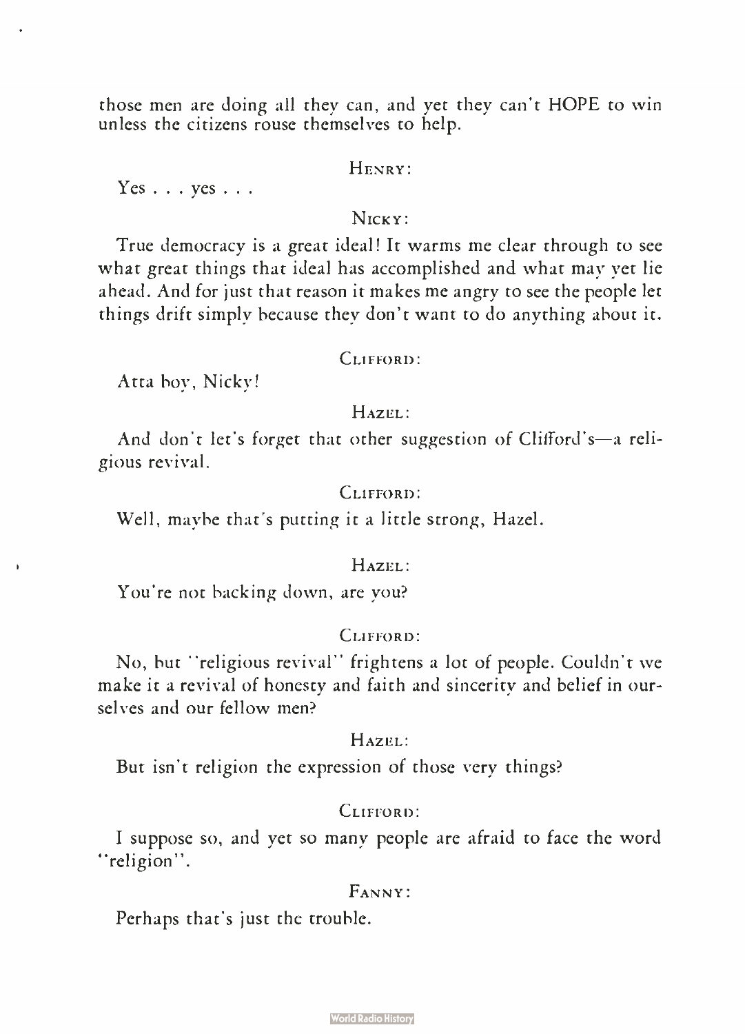those men are doing all they can, and yet they can't HOPE to win unless the citizens rouse themselves to help.

HENRY:

Yes . . . yes . . .

NICKY:

True democracy is a great ideal! It warms me clear through to see what great things that ideal has accomplished and what may yet lie ahead. And for just that reason it makes me angry to see the people let things drift simply because they don't want to do anything about it.

CLIFFORD:

Atta boy, Nicky!

HAZEL:

And don't let's forget that other suggestion of Clifford's—a religious revival.

CLIFFORD:

Well, maybe that's putting it a little strong, Hazel.

HAZEL:

You're not backing down, are you?

CLIFFORD:

No, but "religious revival" frightens a lot of people. Couldn't we make it a revival of honesty and faith and sincerity and belief in ourselves and our fellow men?

HAZEL:

But isn't religion the expression of those very things?

CLIFFORD:

I suppose so, and yet so many people are afraid to face the word "religion".

FANNY:

Perhaps that's just the trouble.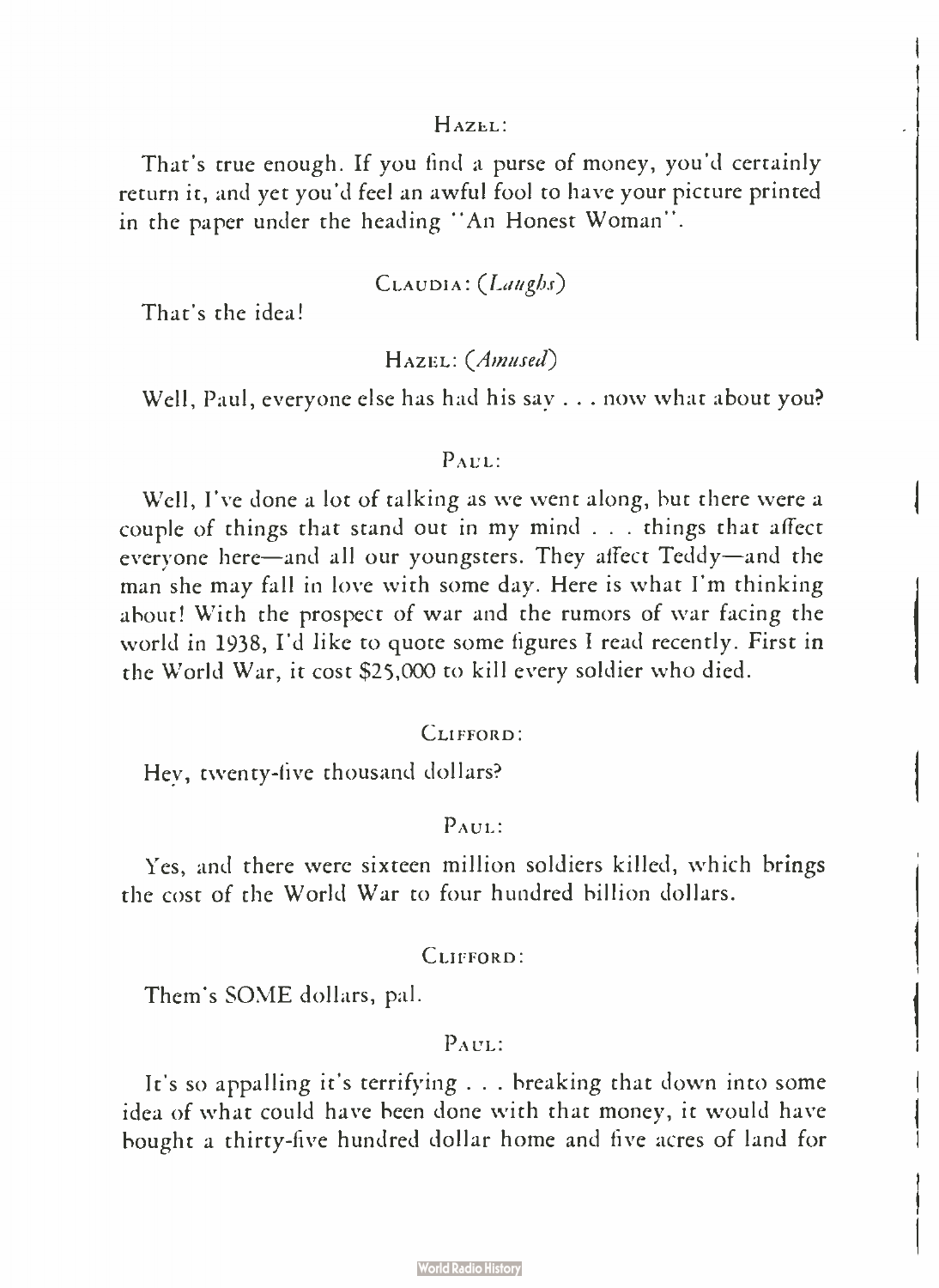HAZEL:

That's true enough. If you find a purse of money, you'd certainly return it, and yet you'd feel an awful fool to have your picture printed in the paper under the heading "An Honest Woman".

CLAUDIA: (*Laughs*)

That's the idea!

HAZEL: (*Amused*)

Well, Paul, everyone else has had his say . . . now what about you?

PAUL:

Well, I've done a lot of talking as we went along, but there were a couple of things that stand out in my mind . . . things that affect everyone here—and all our youngsters. They affect Teddy—and the man she may fall in love with some day. Here is what I'm thinking about! With the prospect of war and the rumors of war facing the world in 1938, I'd like to quote some figures I read recently. First in the World War, it cost $25,000 to kill every soldier who died.

CLIFFORD:

Hey, twenty-five thousand dollars?

PAUL:

Yes, and there were sixteen million soldiers killed, which brings the cost of the World War to four hundred billion dollars.

CLIFFORD:

Them's SOME dollars, pal.

PAUL:

It's so appalling it's terrifying . . . breaking that down into some idea of what could have been done with that money, it would have bought a thirty-five hundred dollar home and five acres of land for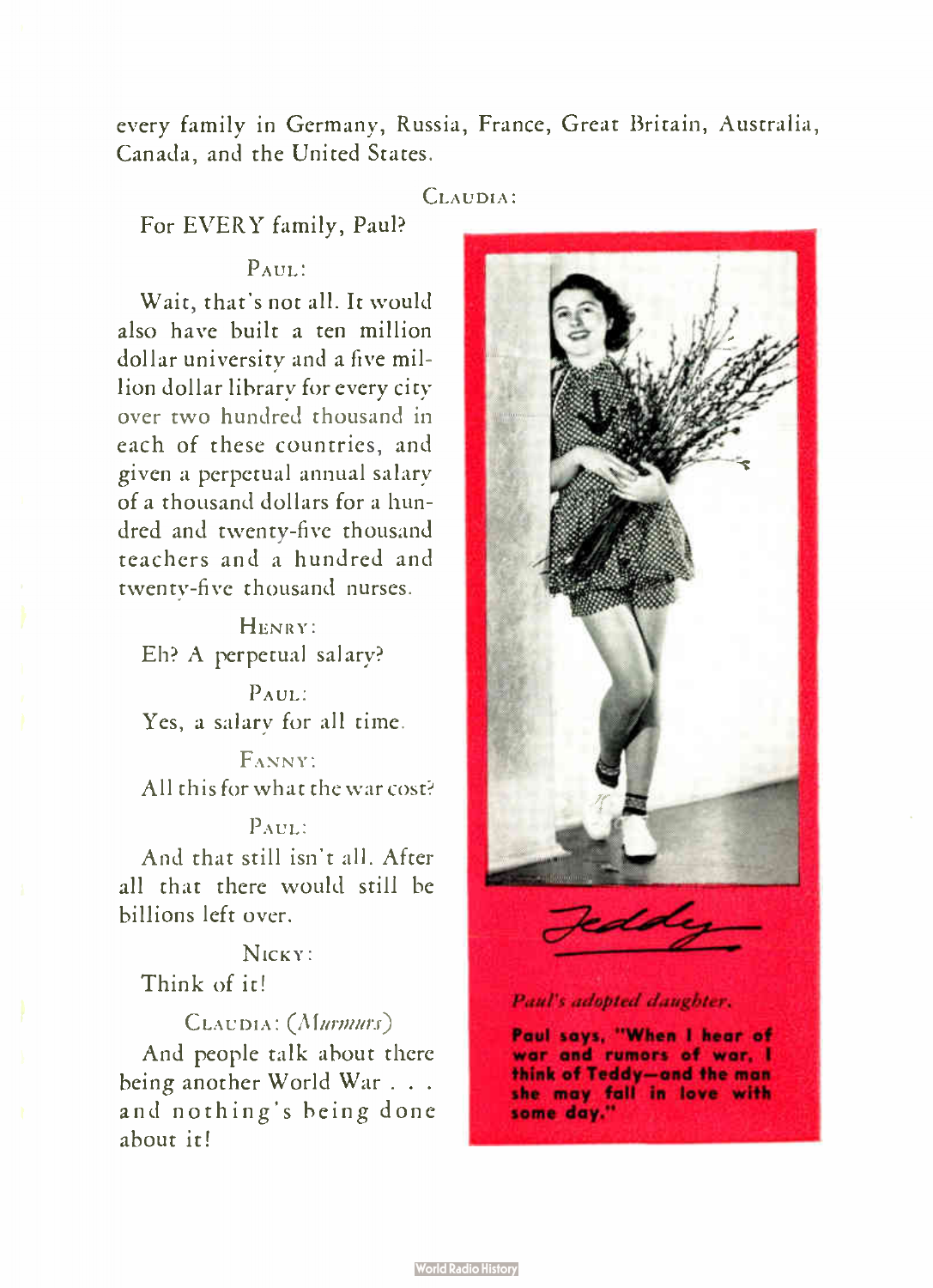every family in Germany, Russia, France, Great Britain, Australia, Canada, and the United States.

CLAUDIA:

For EVERY family, Paul?

PAUL:

Wait, that's not all. It would also have built a ten million dollar university and a five million dollar library for every city over two hundred thousand in each of these countries, and given a perpetual annual salary of a thousand dollars for a hundred and twenty-five thousand teachers and a hundred and twenty-five thousand nurses.

HENRY:

Eh? A perpetual salary?

PAUL:

Yes, a salary for all time.

FANNY:

All this for what the war cost?

PAUL:

And that still isn't all. After all that there would still be billions left over.

NICKY:

Think of it!

CLAUDIA: (*Murmurs*)

And people talk about there being another World War . . . and nothing's being done about it!

Teddy

*Paul's adopted daughter.*

**Paul says, "When I hear of war and rumors of war, I think of Teddy—and the man she may fall in love with some day."**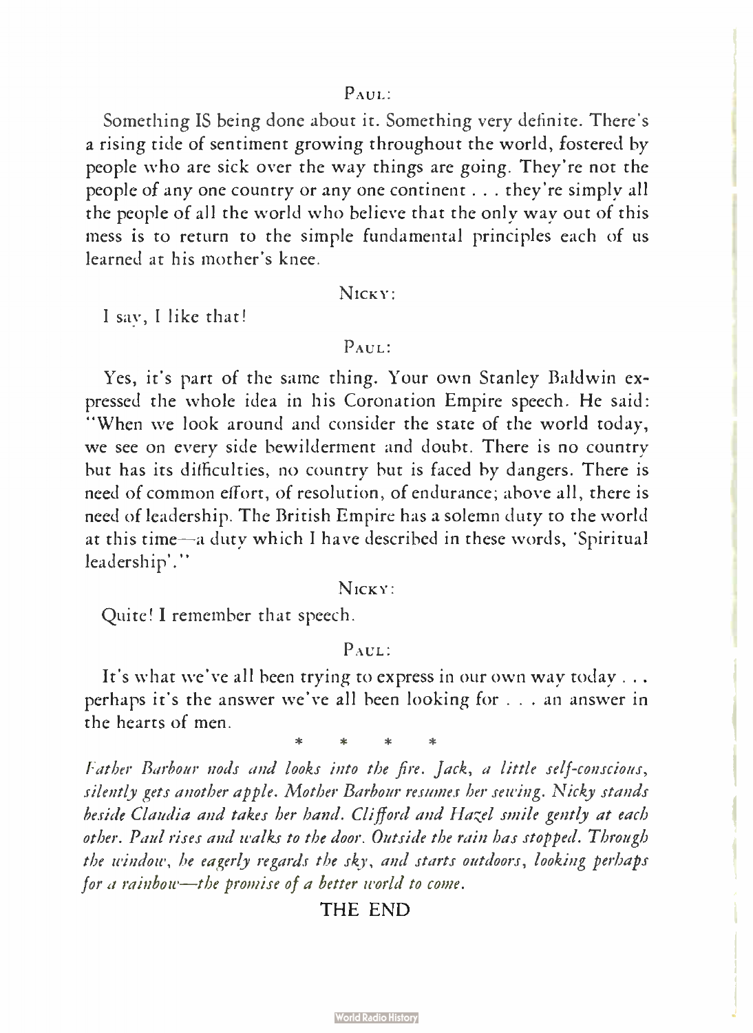PAUL:

Something IS being done about it. Something very definite. There's a rising tide of sentiment growing throughout the world, fostered by people who are sick over the way things are going. They're not the people of any one country or any one continent . . . they're simply all the people of all the world who believe that the only way out of this mess is to return to the simple fundamental principles each of us learned at his mother's knee.

NICKY:

I say, I like that!

PAUL:

Yes, it's part of the same thing. Your own Stanley Baldwin expressed the whole idea in his Coronation Empire speech. He said: "When we look around and consider the state of the world today, we see on every side bewilderment and doubt. There is no country but has its difficulties, no country but is faced by dangers. There is need of common effort, of resolution, of endurance; above all, there is need of leadership. The British Empire has a solemn duty to the world at this time—a duty which I have described in these words, 'Spiritual leadership'."

NICKY:

Quite! I remember that speech.

PAUL:

It's what we've all been trying to express in our own way today . . . perhaps it's the answer we've all been looking for . . . an answer in the hearts of men.

\*   \*   \*   \*

*Father Barbour nods and looks into the fire. Jack, a little self-conscious, silently gets another apple. Mother Barbour resumes her sewing. Nicky stands beside Claudia and takes her hand. Clifford and Hazel smile gently at each other. Paul rises and walks to the door. Outside the rain has stopped. Through the window, he eagerly regards the sky, and starts outdoors, looking perhaps for a rainbow—the promise of a better world to come.*

THE END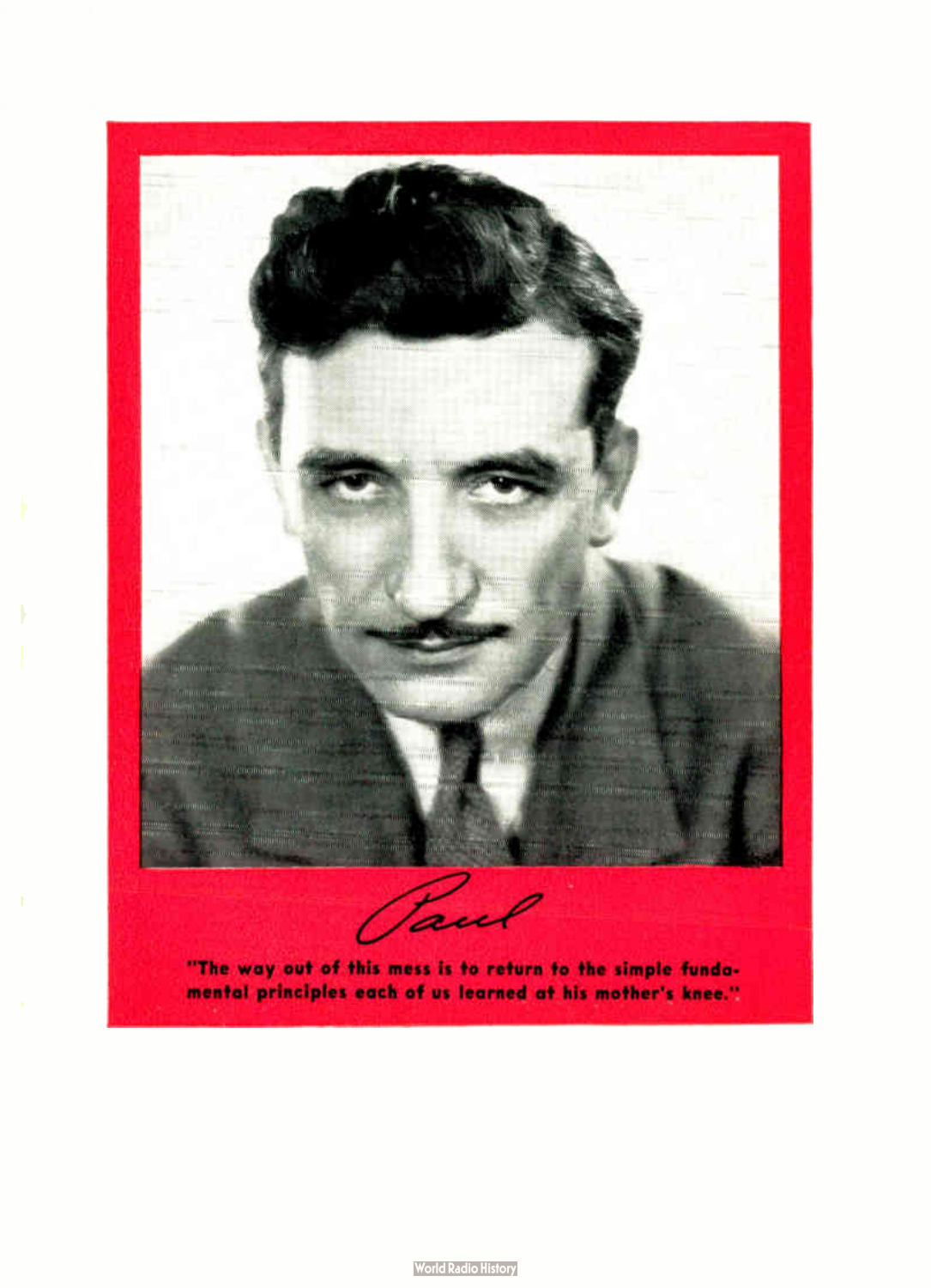Paul

**"The way out of this mess is to return to the simple fundamental principles each of us learned at his mother's knee."**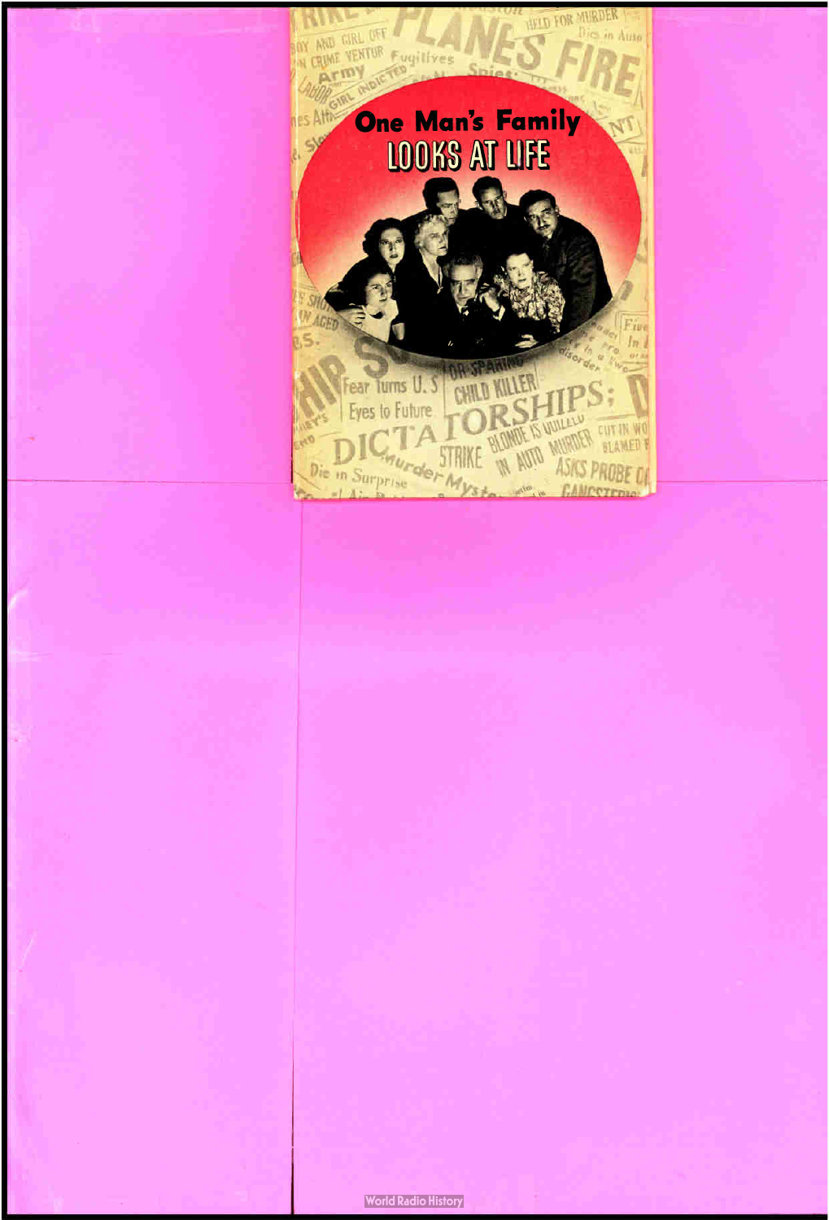# One Man's Family
## LOOKS AT LIFE